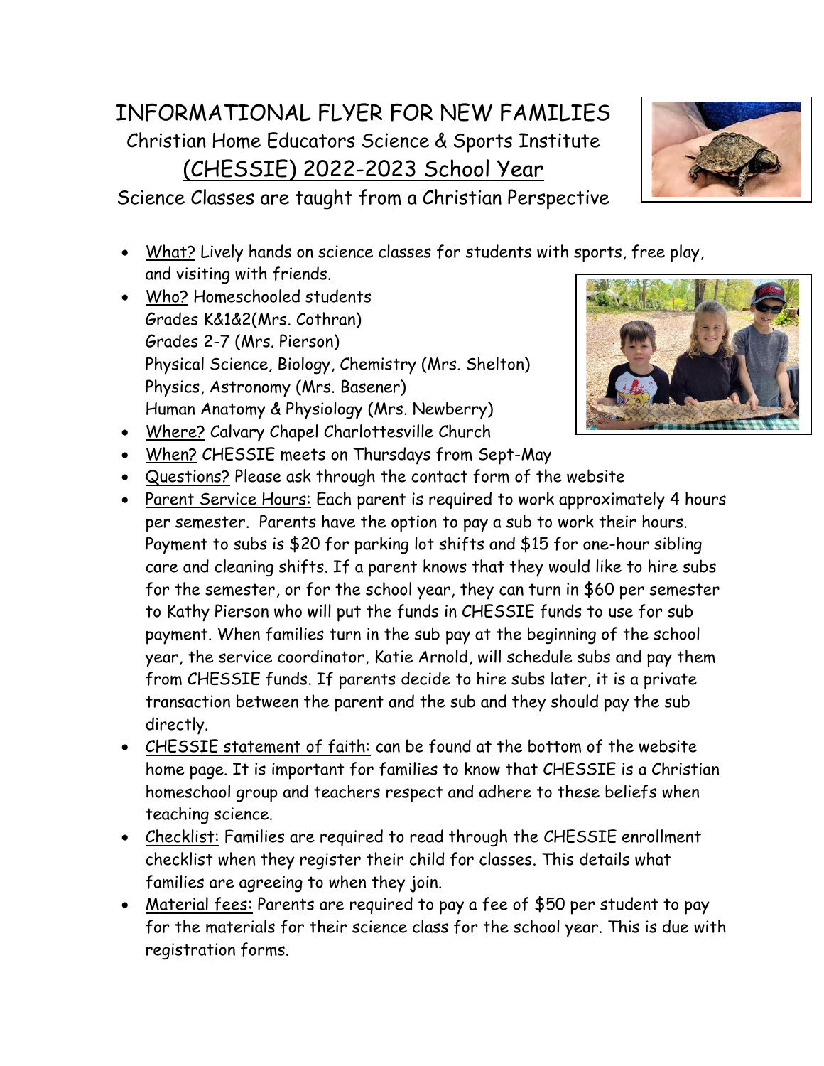# INFORMATIONAL FLYER FOR NEW FAMILIES

## Christian Home Educators Science & Sports Institute

## (CHESSIE) 2022-2023 School Year

Science Classes are taught from a Christian Perspective

- What? Lively hands on science classes for students with sports, free play, and visiting with friends.
- Who? Homeschooled students
  Grades K&1&2(Mrs. Cothran)
  Grades 2-7 (Mrs. Pierson)
  Physical Science, Biology, Chemistry (Mrs. Shelton)
  Physics, Astronomy (Mrs. Basener)
  Human Anatomy & Physiology (Mrs. Newberry)
- Where? Calvary Chapel Charlottesville Church
- When? CHESSIE meets on Thursdays from Sept-May
- Questions? Please ask through the contact form of the website
- Parent Service Hours: Each parent is required to work approximately 4 hours per semester. Parents have the option to pay a sub to work their hours. Payment to subs is $20 for parking lot shifts and $15 for one-hour sibling care and cleaning shifts. If a parent knows that they would like to hire subs for the semester, or for the school year, they can turn in $60 per semester to Kathy Pierson who will put the funds in CHESSIE funds to use for sub payment. When families turn in the sub pay at the beginning of the school year, the service coordinator, Katie Arnold, will schedule subs and pay them from CHESSIE funds. If parents decide to hire subs later, it is a private transaction between the parent and the sub and they should pay the sub directly.
- CHESSIE statement of faith: can be found at the bottom of the website home page. It is important for families to know that CHESSIE is a Christian homeschool group and teachers respect and adhere to these beliefs when teaching science.
- Checklist: Families are required to read through the CHESSIE enrollment checklist when they register their child for classes. This details what families are agreeing to when they join.
- Material fees: Parents are required to pay a fee of $50 per student to pay for the materials for their science class for the school year. This is due with registration forms.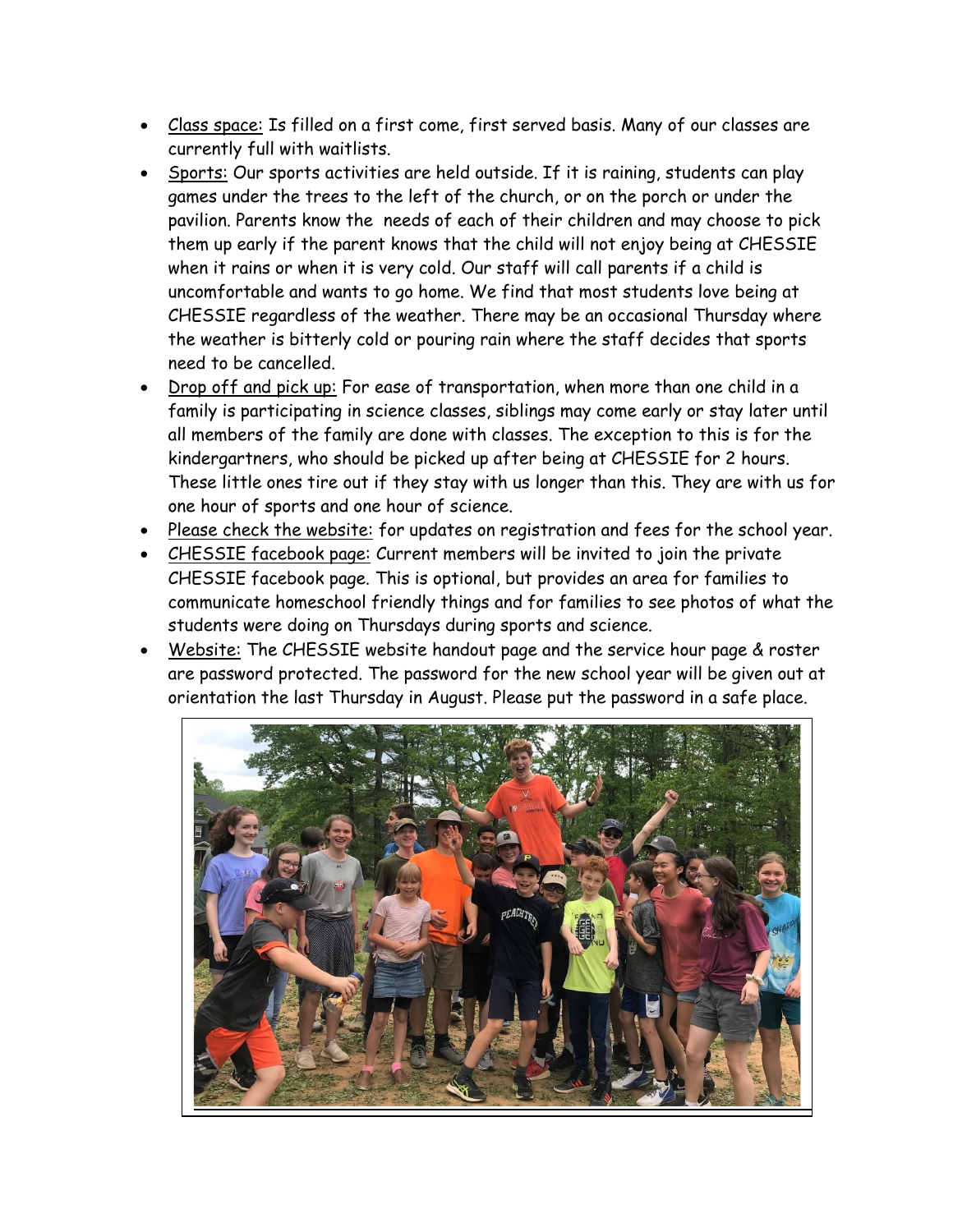- Class space: Is filled on a first come, first served basis. Many of our classes are currently full with waitlists.
- Sports: Our sports activities are held outside. If it is raining, students can play games under the trees to the left of the church, or on the porch or under the pavilion. Parents know the needs of each of their children and may choose to pick them up early if the parent knows that the child will not enjoy being at CHESSIE when it rains or when it is very cold. Our staff will call parents if a child is uncomfortable and wants to go home. We find that most students love being at CHESSIE regardless of the weather. There may be an occasional Thursday where the weather is bitterly cold or pouring rain where the staff decides that sports need to be cancelled.
- Drop off and pick up: For ease of transportation, when more than one child in a family is participating in science classes, siblings may come early or stay later until all members of the family are done with classes. The exception to this is for the kindergartners, who should be picked up after being at CHESSIE for 2 hours. These little ones tire out if they stay with us longer than this. They are with us for one hour of sports and one hour of science.
- Please check the website: for updates on registration and fees for the school year.
- CHESSIE facebook page: Current members will be invited to join the private CHESSIE facebook page. This is optional, but provides an area for families to communicate homeschool friendly things and for families to see photos of what the students were doing on Thursdays during sports and science.
- Website: The CHESSIE website handout page and the service hour page & roster are password protected. The password for the new school year will be given out at orientation the last Thursday in August. Please put the password in a safe place.